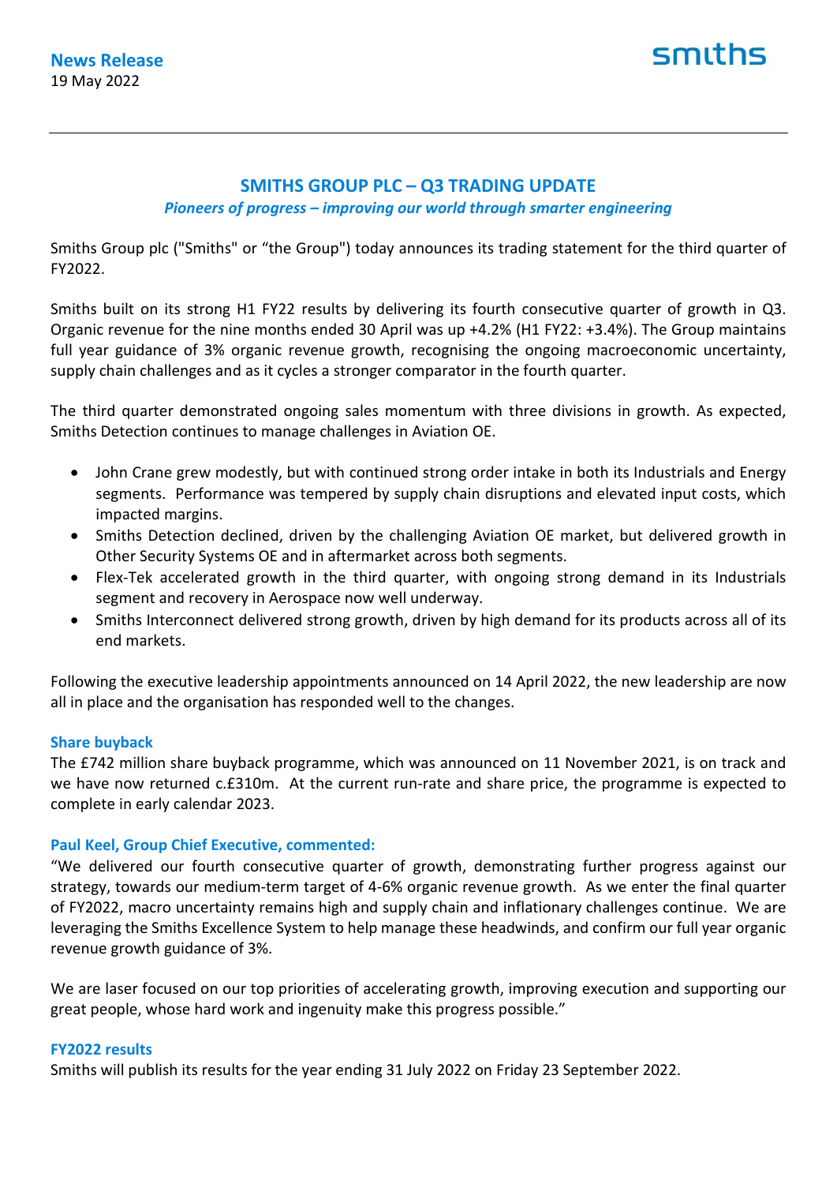**News Release**
19 May 2022

smiths

# SMITHS GROUP PLC – Q3 TRADING UPDATE

***Pioneers of progress – improving our world through smarter engineering***

Smiths Group plc ("Smiths" or "the Group") today announces its trading statement for the third quarter of FY2022.

Smiths built on its strong H1 FY22 results by delivering its fourth consecutive quarter of growth in Q3. Organic revenue for the nine months ended 30 April was up +4.2% (H1 FY22: +3.4%). The Group maintains full year guidance of 3% organic revenue growth, recognising the ongoing macroeconomic uncertainty, supply chain challenges and as it cycles a stronger comparator in the fourth quarter.

The third quarter demonstrated ongoing sales momentum with three divisions in growth. As expected, Smiths Detection continues to manage challenges in Aviation OE.

- John Crane grew modestly, but with continued strong order intake in both its Industrials and Energy segments. Performance was tempered by supply chain disruptions and elevated input costs, which impacted margins.
- Smiths Detection declined, driven by the challenging Aviation OE market, but delivered growth in Other Security Systems OE and in aftermarket across both segments.
- Flex-Tek accelerated growth in the third quarter, with ongoing strong demand in its Industrials segment and recovery in Aerospace now well underway.
- Smiths Interconnect delivered strong growth, driven by high demand for its products across all of its end markets.

Following the executive leadership appointments announced on 14 April 2022, the new leadership are now all in place and the organisation has responded well to the changes.

### Share buyback

The £742 million share buyback programme, which was announced on 11 November 2021, is on track and we have now returned c.£310m. At the current run-rate and share price, the programme is expected to complete in early calendar 2023.

### Paul Keel, Group Chief Executive, commented:

"We delivered our fourth consecutive quarter of growth, demonstrating further progress against our strategy, towards our medium-term target of 4-6% organic revenue growth. As we enter the final quarter of FY2022, macro uncertainty remains high and supply chain and inflationary challenges continue. We are leveraging the Smiths Excellence System to help manage these headwinds, and confirm our full year organic revenue growth guidance of 3%.

We are laser focused on our top priorities of accelerating growth, improving execution and supporting our great people, whose hard work and ingenuity make this progress possible."

### FY2022 results

Smiths will publish its results for the year ending 31 July 2022 on Friday 23 September 2022.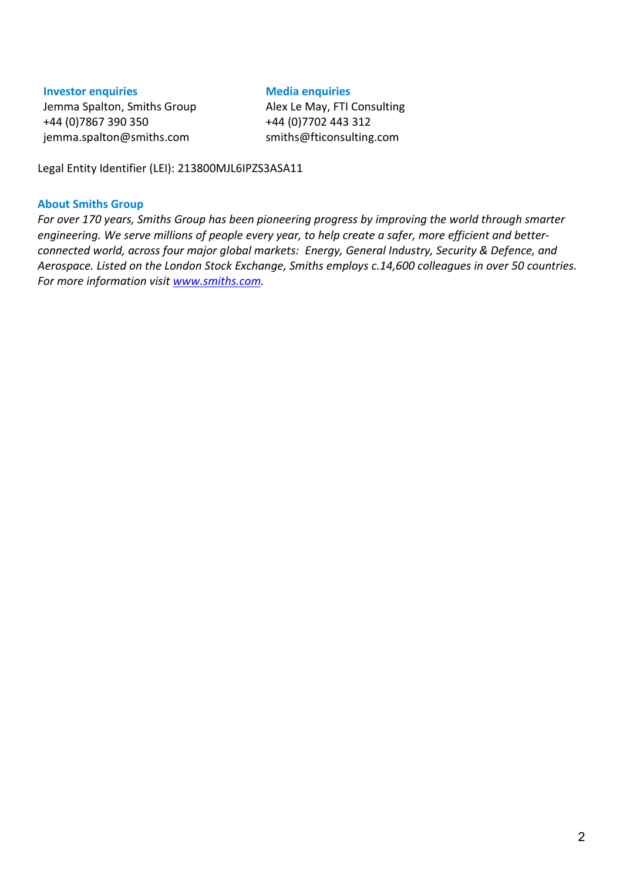**Investor enquiries**
Jemma Spalton, Smiths Group
+44 (0)7867 390 350
jemma.spalton@smiths.com

**Media enquiries**
Alex Le May, FTI Consulting
+44 (0)7702 443 312
smiths@fticonsulting.com

Legal Entity Identifier (LEI): 213800MJL6IPZS3ASA11

**About Smiths Group**

*For over 170 years, Smiths Group has been pioneering progress by improving the world through smarter engineering. We serve millions of people every year, to help create a safer, more efficient and better-connected world, across four major global markets: Energy, General Industry, Security & Defence, and Aerospace. Listed on the London Stock Exchange, Smiths employs c.14,600 colleagues in over 50 countries. For more information visit [www.smiths.com](http://www.smiths.com).*